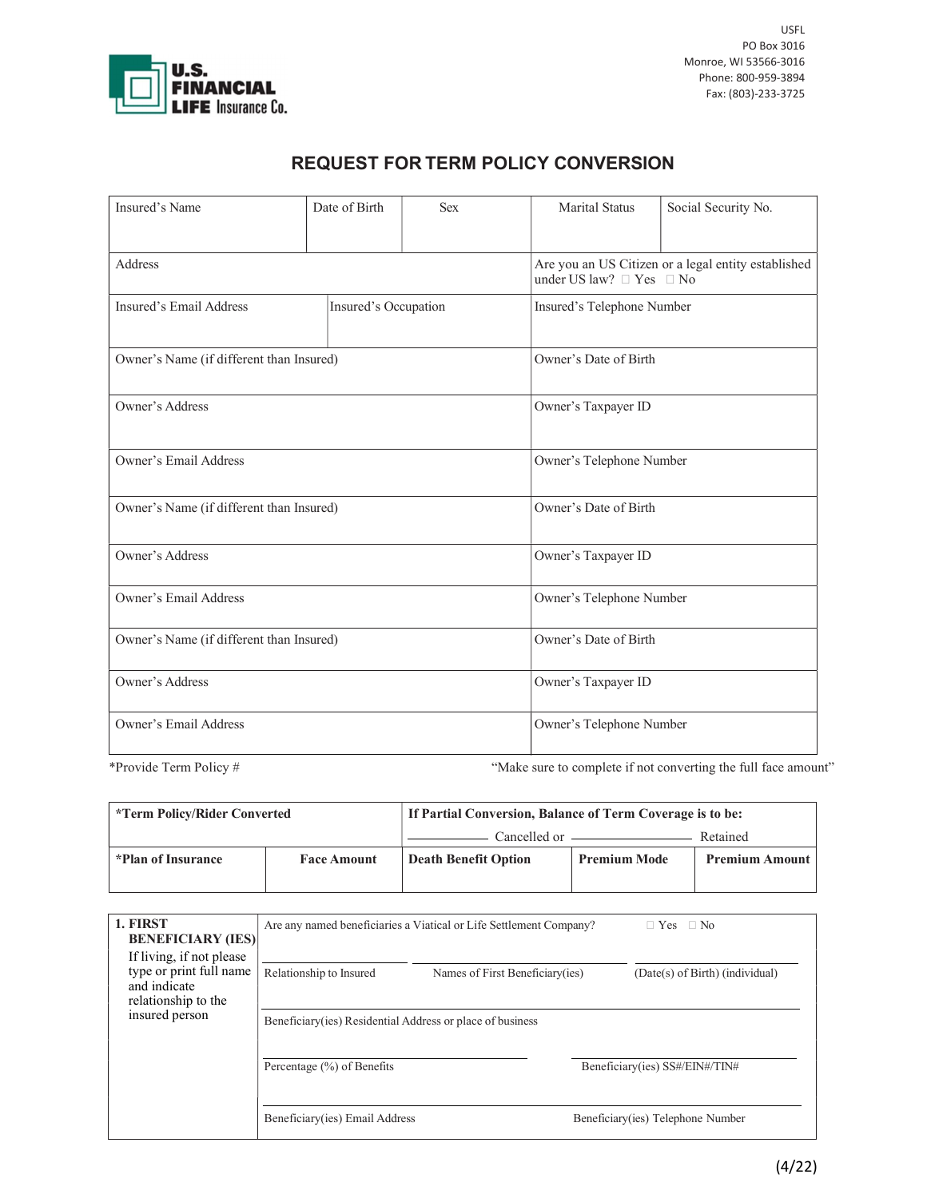USFL
PO Box 3016
Monroe, WI 53566-3016
Phone: 800-959-3894
Fax: (803)-233-3725

**U.S. FINANCIAL LIFE Insurance Co.**

# REQUEST FOR TERM POLICY CONVERSION

| Insured's Name | Date of Birth | Sex | Marital Status | Social Security No. |
|---|---|---|---|---|
| Address | | | Are you an US Citizen or a legal entity established under US law? ☐ Yes ☐ No | |
| Insured's Email Address | Insured's Occupation | | Insured's Telephone Number | |
| Owner's Name (if different than Insured) | | | Owner's Date of Birth | |
| Owner's Address | | | Owner's Taxpayer ID | |
| Owner's Email Address | | | Owner's Telephone Number | |
| Owner's Name (if different than Insured) | | | Owner's Date of Birth | |
| Owner's Address | | | Owner's Taxpayer ID | |
| Owner's Email Address | | | Owner's Telephone Number | |
| Owner's Name (if different than Insured) | | | Owner's Date of Birth | |
| Owner's Address | | | Owner's Taxpayer ID | |
| Owner's Email Address | | | Owner's Telephone Number | |

*Provide Term Policy # "Make sure to complete if not converting the full face amount"

| **\*Term Policy/Rider Converted** | | **If Partial Conversion, Balance of Term Coverage is to be:** ________ Cancelled or ________ Retained | | |
|---|---|---|---|---|
| **\*Plan of Insurance** | **Face Amount** | **Death Benefit Option** | **Premium Mode** | **Premium Amount** |

| **1. FIRST BENEFICIARY (IES)** If living, if not please type or print full name and indicate relationship to the insured person | Are any named beneficiaries a Viatical or Life Settlement Company? ☐ Yes ☐ No | | |
|---|---|---|---|
| | Relationship to Insured | Names of First Beneficiary(ies) | (Date(s) of Birth) (individual) |
| | Beneficiary(ies) Residential Address or place of business | | |
| | Percentage (%) of Benefits | Beneficiary(ies) SS#/EIN#/TIN# | |
| | Beneficiary(ies) Email Address | Beneficiary(ies) Telephone Number | |

(4/22)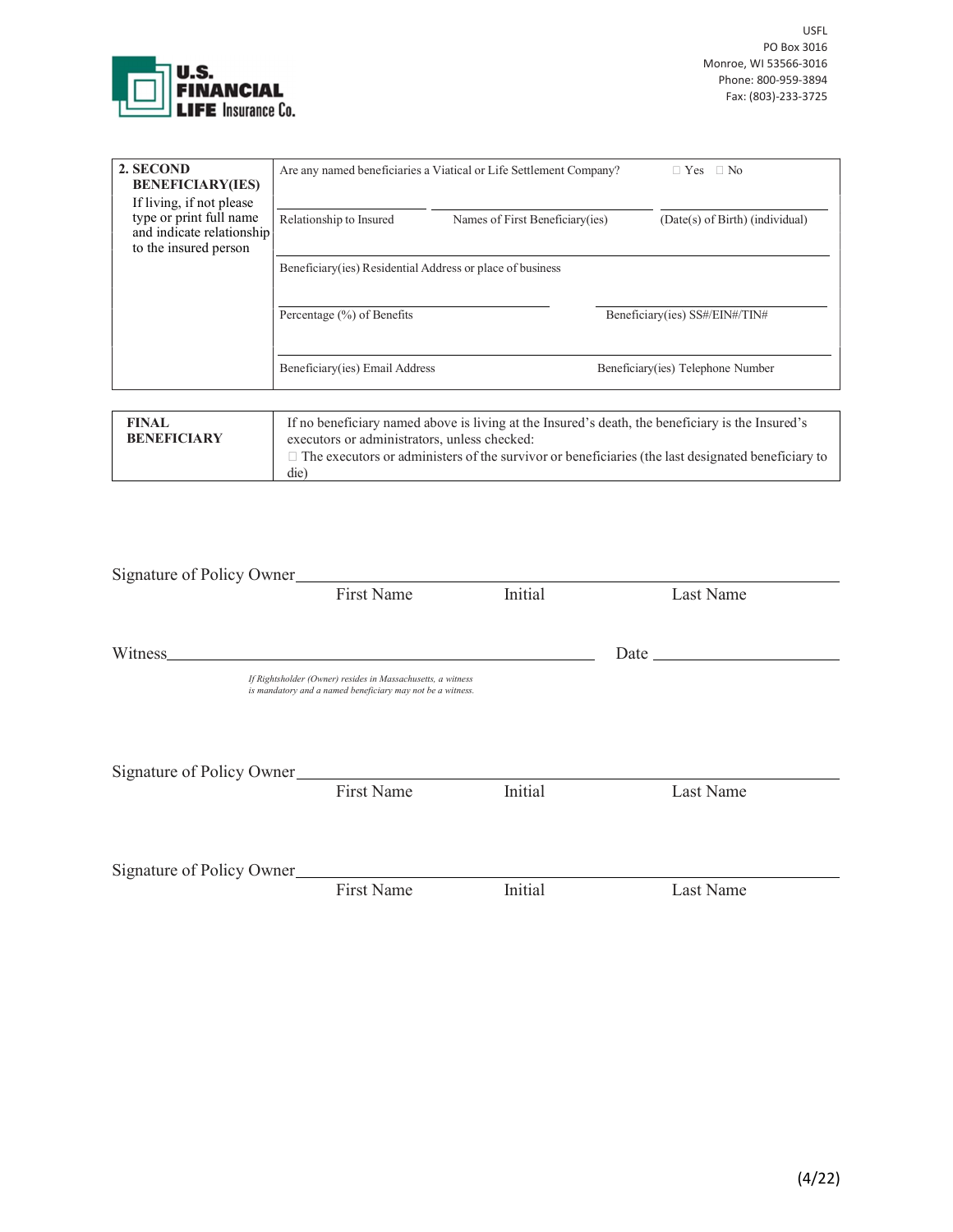USFL
PO Box 3016
Monroe, WI 53566-3016
Phone: 800-959-3894
Fax: (803)-233-3725

| | |
|---|---|
| **2. SECOND BENEFICIARY(IES)** If living, if not please type or print full name and indicate relationship to the insured person | Are any named beneficiaries a Viatical or Life Settlement Company? ☐ Yes ☐ No<br><br>Relationship to Insured \_\_\_\_ Names of First Beneficiary(ies) \_\_\_\_ (Date(s) of Birth) (individual) \_\_\_\_<br><br>Beneficiary(ies) Residential Address or place of business \_\_\_\_<br><br>Percentage (%) of Benefits \_\_\_\_ Beneficiary(ies) SS#/EIN#/TIN# \_\_\_\_<br><br>Beneficiary(ies) Email Address \_\_\_\_ Beneficiary(ies) Telephone Number \_\_\_\_ |

| | |
|---|---|
| **FINAL BENEFICIARY** | If no beneficiary named above is living at the Insured's death, the beneficiary is the Insured's executors or administrators, unless checked:<br>☐ The executors or administers of the survivor or beneficiaries (the last designated beneficiary to die) |

Signature of Policy Owner \_\_\_\_\_\_\_\_\_\_\_\_\_\_\_\_\_\_\_\_\_\_\_\_\_\_\_\_\_\_\_\_\_\_\_\_\_\_\_\_
First Name Initial Last Name

Witness \_\_\_\_\_\_\_\_\_\_\_\_\_\_\_\_\_\_\_\_\_\_\_\_\_\_\_\_\_\_\_\_\_\_ Date \_\_\_\_\_\_\_\_\_\_\_\_\_\_\_\_

*If Rightsholder (Owner) resides in Massachusetts, a witness is mandatory and a named beneficiary may not be a witness.*

Signature of Policy Owner \_\_\_\_\_\_\_\_\_\_\_\_\_\_\_\_\_\_\_\_\_\_\_\_\_\_\_\_\_\_\_\_\_\_\_\_\_\_\_\_
First Name Initial Last Name

Signature of Policy Owner \_\_\_\_\_\_\_\_\_\_\_\_\_\_\_\_\_\_\_\_\_\_\_\_\_\_\_\_\_\_\_\_\_\_\_\_\_\_\_\_
First Name Initial Last Name

(4/22)